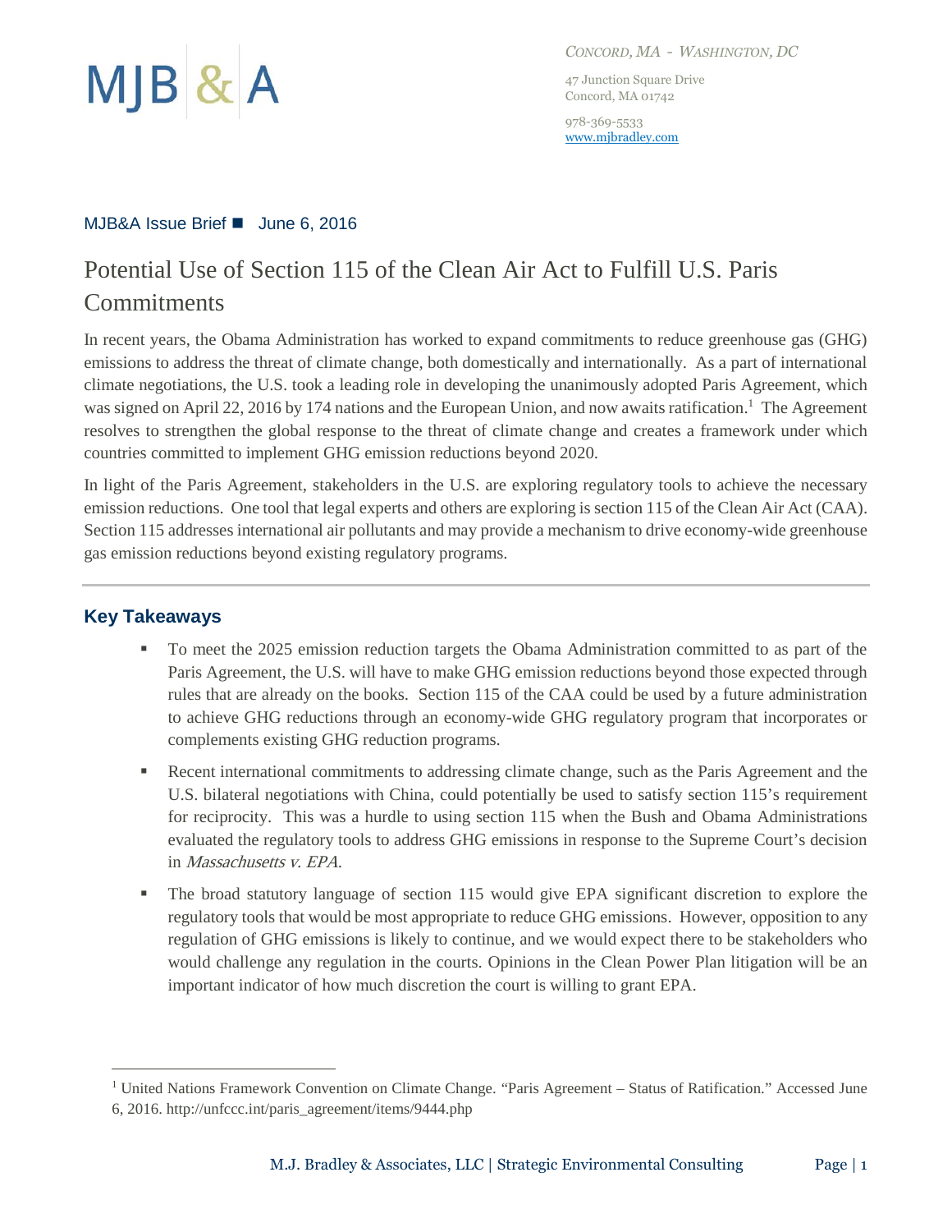MJB & A

*Concord, MA - Washington, DC*

47 Junction Square Drive
Concord, MA 01742

978-369-5533
www.mjbradley.com

MJB&A Issue Brief ■ June 6, 2016

# Potential Use of Section 115 of the Clean Air Act to Fulfill U.S. Paris Commitments

In recent years, the Obama Administration has worked to expand commitments to reduce greenhouse gas (GHG) emissions to address the threat of climate change, both domestically and internationally. As a part of international climate negotiations, the U.S. took a leading role in developing the unanimously adopted Paris Agreement, which was signed on April 22, 2016 by 174 nations and the European Union, and now awaits ratification.[1] The Agreement resolves to strengthen the global response to the threat of climate change and creates a framework under which countries committed to implement GHG emission reductions beyond 2020.

In light of the Paris Agreement, stakeholders in the U.S. are exploring regulatory tools to achieve the necessary emission reductions. One tool that legal experts and others are exploring is section 115 of the Clean Air Act (CAA). Section 115 addresses international air pollutants and may provide a mechanism to drive economy-wide greenhouse gas emission reductions beyond existing regulatory programs.

## Key Takeaways

- To meet the 2025 emission reduction targets the Obama Administration committed to as part of the Paris Agreement, the U.S. will have to make GHG emission reductions beyond those expected through rules that are already on the books. Section 115 of the CAA could be used by a future administration to achieve GHG reductions through an economy-wide GHG regulatory program that incorporates or complements existing GHG reduction programs.
- Recent international commitments to addressing climate change, such as the Paris Agreement and the U.S. bilateral negotiations with China, could potentially be used to satisfy section 115's requirement for reciprocity. This was a hurdle to using section 115 when the Bush and Obama Administrations evaluated the regulatory tools to address GHG emissions in response to the Supreme Court's decision in *Massachusetts v. EPA*.
- The broad statutory language of section 115 would give EPA significant discretion to explore the regulatory tools that would be most appropriate to reduce GHG emissions. However, opposition to any regulation of GHG emissions is likely to continue, and we would expect there to be stakeholders who would challenge any regulation in the courts. Opinions in the Clean Power Plan litigation will be an important indicator of how much discretion the court is willing to grant EPA.

---

[1] United Nations Framework Convention on Climate Change. "Paris Agreement – Status of Ratification." Accessed June 6, 2016. http://unfccc.int/paris_agreement/items/9444.php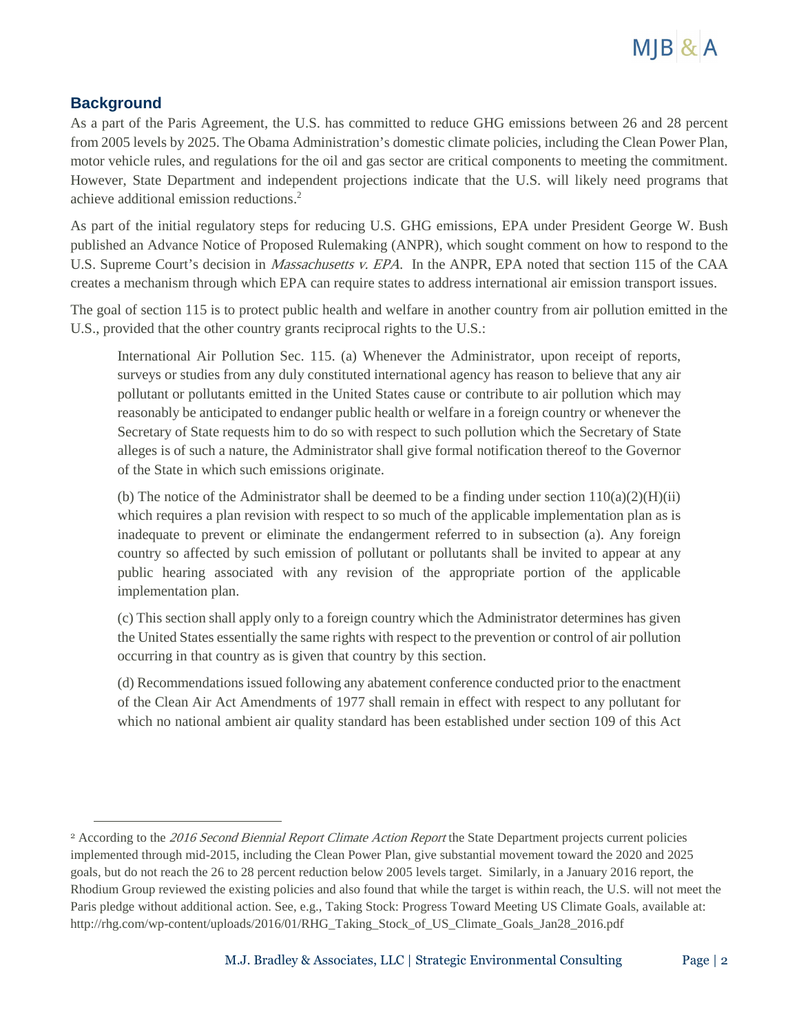## Background

As a part of the Paris Agreement, the U.S. has committed to reduce GHG emissions between 26 and 28 percent from 2005 levels by 2025. The Obama Administration's domestic climate policies, including the Clean Power Plan, motor vehicle rules, and regulations for the oil and gas sector are critical components to meeting the commitment. However, State Department and independent projections indicate that the U.S. will likely need programs that achieve additional emission reductions.[2]

As part of the initial regulatory steps for reducing U.S. GHG emissions, EPA under President George W. Bush published an Advance Notice of Proposed Rulemaking (ANPR), which sought comment on how to respond to the U.S. Supreme Court's decision in *Massachusetts v. EPA*. In the ANPR, EPA noted that section 115 of the CAA creates a mechanism through which EPA can require states to address international air emission transport issues.

The goal of section 115 is to protect public health and welfare in another country from air pollution emitted in the U.S., provided that the other country grants reciprocal rights to the U.S.:

> International Air Pollution Sec. 115. (a) Whenever the Administrator, upon receipt of reports, surveys or studies from any duly constituted international agency has reason to believe that any air pollutant or pollutants emitted in the United States cause or contribute to air pollution which may reasonably be anticipated to endanger public health or welfare in a foreign country or whenever the Secretary of State requests him to do so with respect to such pollution which the Secretary of State alleges is of such a nature, the Administrator shall give formal notification thereof to the Governor of the State in which such emissions originate.
>
> (b) The notice of the Administrator shall be deemed to be a finding under section 110(a)(2)(H)(ii) which requires a plan revision with respect to so much of the applicable implementation plan as is inadequate to prevent or eliminate the endangerment referred to in subsection (a). Any foreign country so affected by such emission of pollutant or pollutants shall be invited to appear at any public hearing associated with any revision of the appropriate portion of the applicable implementation plan.
>
> (c) This section shall apply only to a foreign country which the Administrator determines has given the United States essentially the same rights with respect to the prevention or control of air pollution occurring in that country as is given that country by this section.
>
> (d) Recommendations issued following any abatement conference conducted prior to the enactment of the Clean Air Act Amendments of 1977 shall remain in effect with respect to any pollutant for which no national ambient air quality standard has been established under section 109 of this Act

---

[2] According to the *2016 Second Biennial Report Climate Action Report* the State Department projects current policies implemented through mid-2015, including the Clean Power Plan, give substantial movement toward the 2020 and 2025 goals, but do not reach the 26 to 28 percent reduction below 2005 levels target. Similarly, in a January 2016 report, the Rhodium Group reviewed the existing policies and also found that while the target is within reach, the U.S. will not meet the Paris pledge without additional action. See, e.g., Taking Stock: Progress Toward Meeting US Climate Goals, available at: http://rhg.com/wp-content/uploads/2016/01/RHG_Taking_Stock_of_US_Climate_Goals_Jan28_2016.pdf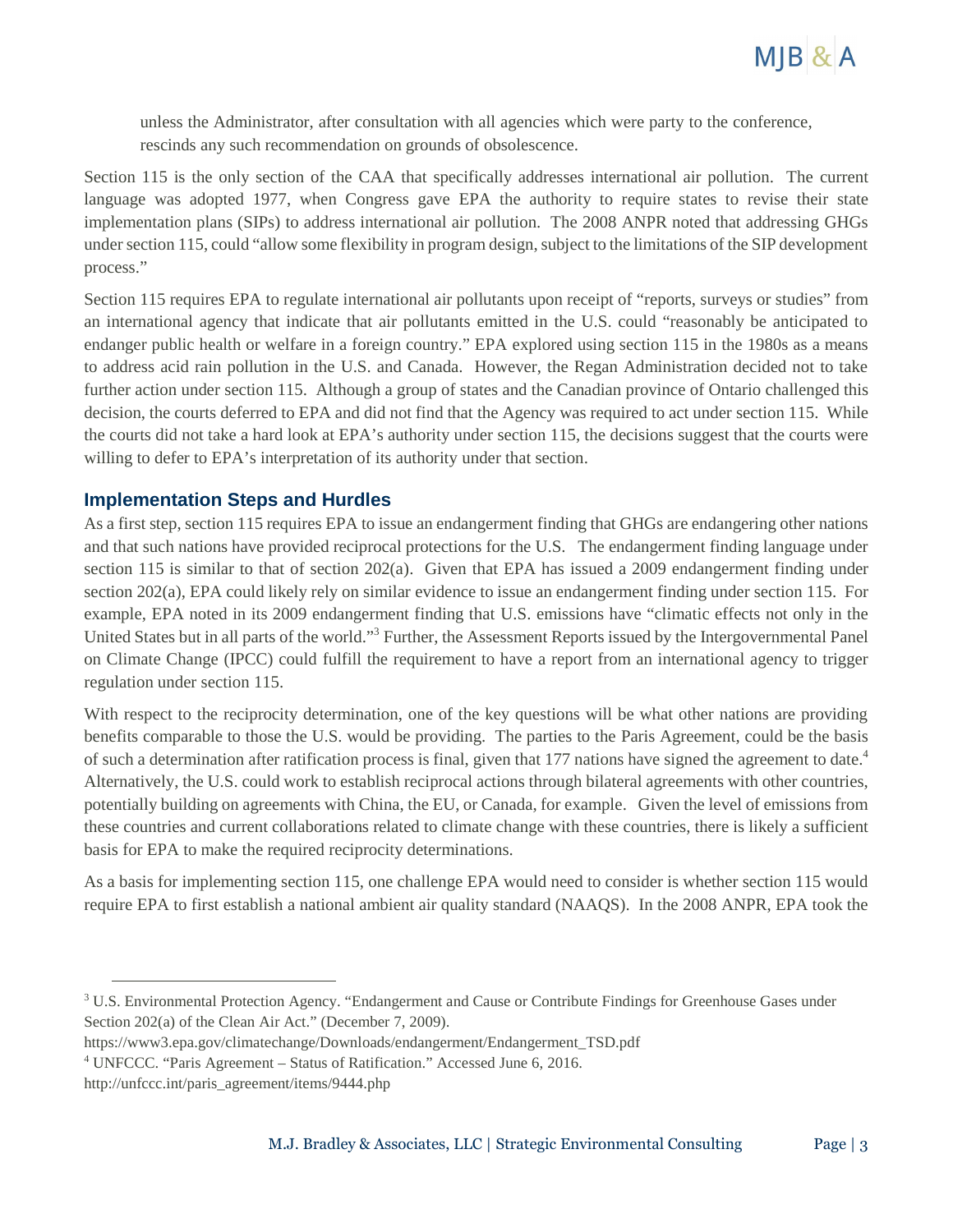unless the Administrator, after consultation with all agencies which were party to the conference, rescinds any such recommendation on grounds of obsolescence.

Section 115 is the only section of the CAA that specifically addresses international air pollution. The current language was adopted 1977, when Congress gave EPA the authority to require states to revise their state implementation plans (SIPs) to address international air pollution. The 2008 ANPR noted that addressing GHGs under section 115, could "allow some flexibility in program design, subject to the limitations of the SIP development process."

Section 115 requires EPA to regulate international air pollutants upon receipt of "reports, surveys or studies" from an international agency that indicate that air pollutants emitted in the U.S. could "reasonably be anticipated to endanger public health or welfare in a foreign country." EPA explored using section 115 in the 1980s as a means to address acid rain pollution in the U.S. and Canada. However, the Regan Administration decided not to take further action under section 115. Although a group of states and the Canadian province of Ontario challenged this decision, the courts deferred to EPA and did not find that the Agency was required to act under section 115. While the courts did not take a hard look at EPA's authority under section 115, the decisions suggest that the courts were willing to defer to EPA's interpretation of its authority under that section.

## Implementation Steps and Hurdles

As a first step, section 115 requires EPA to issue an endangerment finding that GHGs are endangering other nations and that such nations have provided reciprocal protections for the U.S. The endangerment finding language under section 115 is similar to that of section 202(a). Given that EPA has issued a 2009 endangerment finding under section 202(a), EPA could likely rely on similar evidence to issue an endangerment finding under section 115. For example, EPA noted in its 2009 endangerment finding that U.S. emissions have "climatic effects not only in the United States but in all parts of the world."[3] Further, the Assessment Reports issued by the Intergovernmental Panel on Climate Change (IPCC) could fulfill the requirement to have a report from an international agency to trigger regulation under section 115.

With respect to the reciprocity determination, one of the key questions will be what other nations are providing benefits comparable to those the U.S. would be providing. The parties to the Paris Agreement, could be the basis of such a determination after ratification process is final, given that 177 nations have signed the agreement to date.[4] Alternatively, the U.S. could work to establish reciprocal actions through bilateral agreements with other countries, potentially building on agreements with China, the EU, or Canada, for example. Given the level of emissions from these countries and current collaborations related to climate change with these countries, there is likely a sufficient basis for EPA to make the required reciprocity determinations.

As a basis for implementing section 115, one challenge EPA would need to consider is whether section 115 would require EPA to first establish a national ambient air quality standard (NAAQS). In the 2008 ANPR, EPA took the

---

[3] U.S. Environmental Protection Agency. "Endangerment and Cause or Contribute Findings for Greenhouse Gases under Section 202(a) of the Clean Air Act." (December 7, 2009). https://www3.epa.gov/climatechange/Downloads/endangerment/Endangerment_TSD.pdf

[4] UNFCCC. "Paris Agreement – Status of Ratification." Accessed June 6, 2016. http://unfccc.int/paris_agreement/items/9444.php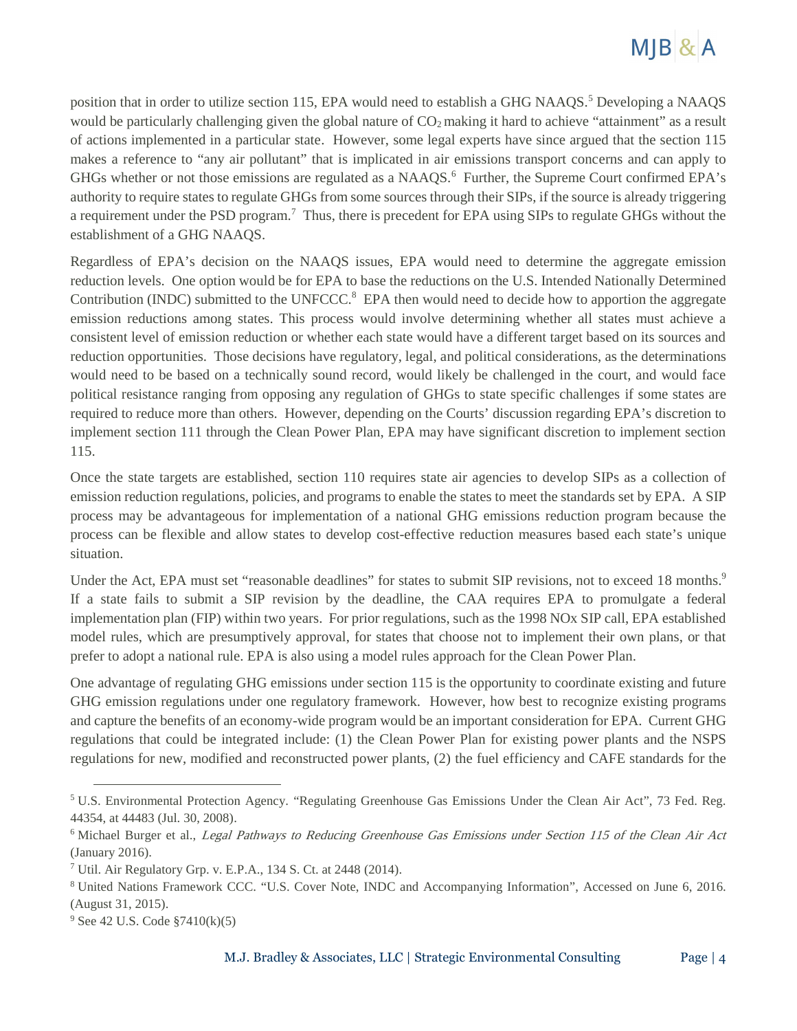position that in order to utilize section 115, EPA would need to establish a GHG NAAQS.[5] Developing a NAAQS would be particularly challenging given the global nature of $CO_2$ making it hard to achieve "attainment" as a result of actions implemented in a particular state. However, some legal experts have since argued that the section 115 makes a reference to "any air pollutant" that is implicated in air emissions transport concerns and can apply to GHGs whether or not those emissions are regulated as a NAAQS.[6] Further, the Supreme Court confirmed EPA's authority to require states to regulate GHGs from some sources through their SIPs, if the source is already triggering a requirement under the PSD program.[7] Thus, there is precedent for EPA using SIPs to regulate GHGs without the establishment of a GHG NAAQS.

Regardless of EPA's decision on the NAAQS issues, EPA would need to determine the aggregate emission reduction levels. One option would be for EPA to base the reductions on the U.S. Intended Nationally Determined Contribution (INDC) submitted to the UNFCCC.[8] EPA then would need to decide how to apportion the aggregate emission reductions among states. This process would involve determining whether all states must achieve a consistent level of emission reduction or whether each state would have a different target based on its sources and reduction opportunities. Those decisions have regulatory, legal, and political considerations, as the determinations would need to be based on a technically sound record, would likely be challenged in the court, and would face political resistance ranging from opposing any regulation of GHGs to state specific challenges if some states are required to reduce more than others. However, depending on the Courts' discussion regarding EPA's discretion to implement section 111 through the Clean Power Plan, EPA may have significant discretion to implement section 115.

Once the state targets are established, section 110 requires state air agencies to develop SIPs as a collection of emission reduction regulations, policies, and programs to enable the states to meet the standards set by EPA. A SIP process may be advantageous for implementation of a national GHG emissions reduction program because the process can be flexible and allow states to develop cost-effective reduction measures based each state's unique situation.

Under the Act, EPA must set "reasonable deadlines" for states to submit SIP revisions, not to exceed 18 months.[9] If a state fails to submit a SIP revision by the deadline, the CAA requires EPA to promulgate a federal implementation plan (FIP) within two years. For prior regulations, such as the 1998 NOx SIP call, EPA established model rules, which are presumptively approval, for states that choose not to implement their own plans, or that prefer to adopt a national rule. EPA is also using a model rules approach for the Clean Power Plan.

One advantage of regulating GHG emissions under section 115 is the opportunity to coordinate existing and future GHG emission regulations under one regulatory framework. However, how best to recognize existing programs and capture the benefits of an economy-wide program would be an important consideration for EPA. Current GHG regulations that could be integrated include: (1) the Clean Power Plan for existing power plants and the NSPS regulations for new, modified and reconstructed power plants, (2) the fuel efficiency and CAFE standards for the

---

[5] U.S. Environmental Protection Agency. "Regulating Greenhouse Gas Emissions Under the Clean Air Act", 73 Fed. Reg. 44354, at 44483 (Jul. 30, 2008).

[6] Michael Burger et al., *Legal Pathways to Reducing Greenhouse Gas Emissions under Section 115 of the Clean Air Act* (January 2016).

[7] Util. Air Regulatory Grp. v. E.P.A., 134 S. Ct. at 2448 (2014).

[8] United Nations Framework CCC. "U.S. Cover Note, INDC and Accompanying Information", Accessed on June 6, 2016. (August 31, 2015).

[9] See 42 U.S. Code §7410(k)(5)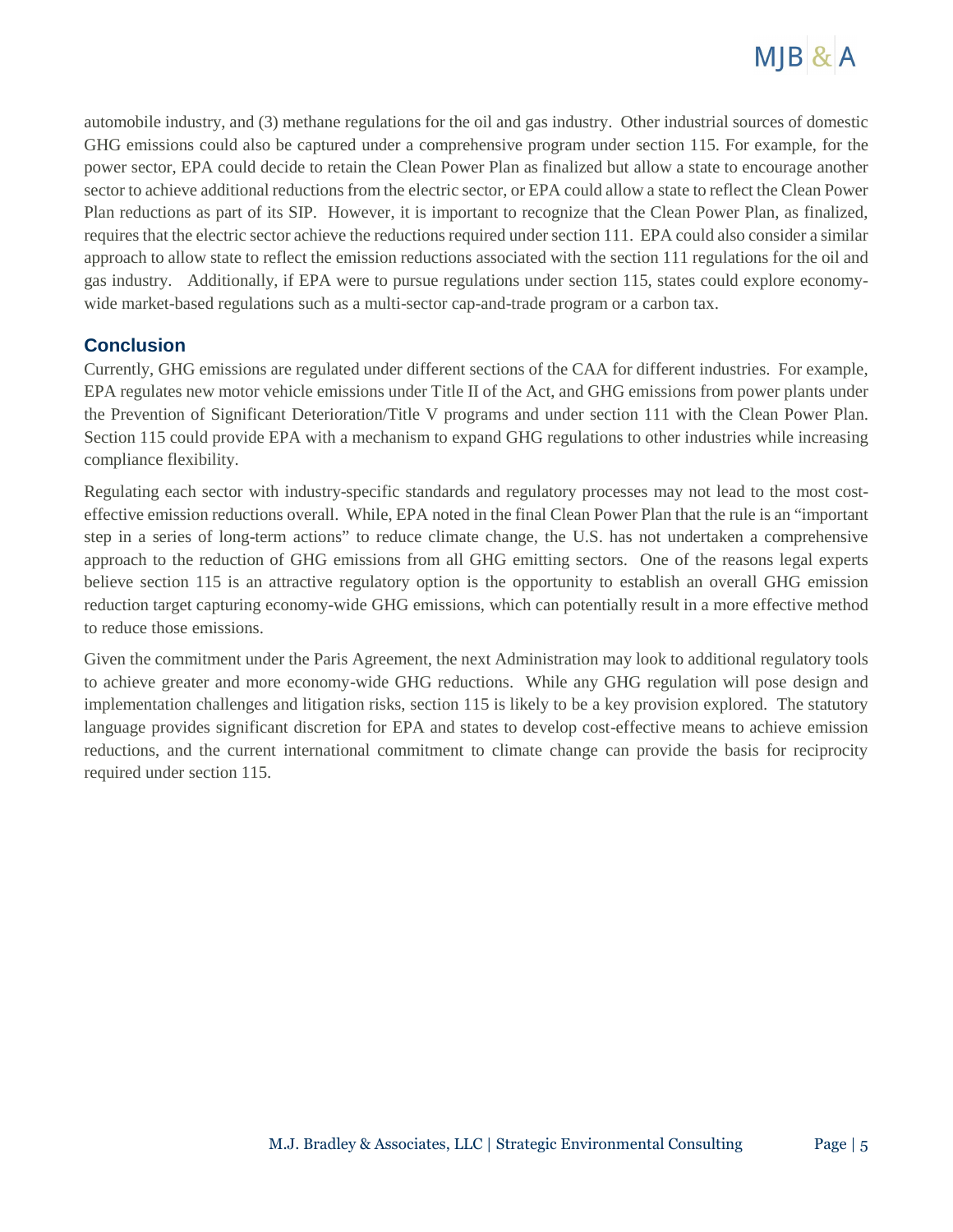automobile industry, and (3) methane regulations for the oil and gas industry. Other industrial sources of domestic GHG emissions could also be captured under a comprehensive program under section 115. For example, for the power sector, EPA could decide to retain the Clean Power Plan as finalized but allow a state to encourage another sector to achieve additional reductions from the electric sector, or EPA could allow a state to reflect the Clean Power Plan reductions as part of its SIP. However, it is important to recognize that the Clean Power Plan, as finalized, requires that the electric sector achieve the reductions required under section 111. EPA could also consider a similar approach to allow state to reflect the emission reductions associated with the section 111 regulations for the oil and gas industry. Additionally, if EPA were to pursue regulations under section 115, states could explore economy-wide market-based regulations such as a multi-sector cap-and-trade program or a carbon tax.

## Conclusion

Currently, GHG emissions are regulated under different sections of the CAA for different industries. For example, EPA regulates new motor vehicle emissions under Title II of the Act, and GHG emissions from power plants under the Prevention of Significant Deterioration/Title V programs and under section 111 with the Clean Power Plan. Section 115 could provide EPA with a mechanism to expand GHG regulations to other industries while increasing compliance flexibility.

Regulating each sector with industry-specific standards and regulatory processes may not lead to the most cost-effective emission reductions overall. While, EPA noted in the final Clean Power Plan that the rule is an "important step in a series of long-term actions" to reduce climate change, the U.S. has not undertaken a comprehensive approach to the reduction of GHG emissions from all GHG emitting sectors. One of the reasons legal experts believe section 115 is an attractive regulatory option is the opportunity to establish an overall GHG emission reduction target capturing economy-wide GHG emissions, which can potentially result in a more effective method to reduce those emissions.

Given the commitment under the Paris Agreement, the next Administration may look to additional regulatory tools to achieve greater and more economy-wide GHG reductions. While any GHG regulation will pose design and implementation challenges and litigation risks, section 115 is likely to be a key provision explored. The statutory language provides significant discretion for EPA and states to develop cost-effective means to achieve emission reductions, and the current international commitment to climate change can provide the basis for reciprocity required under section 115.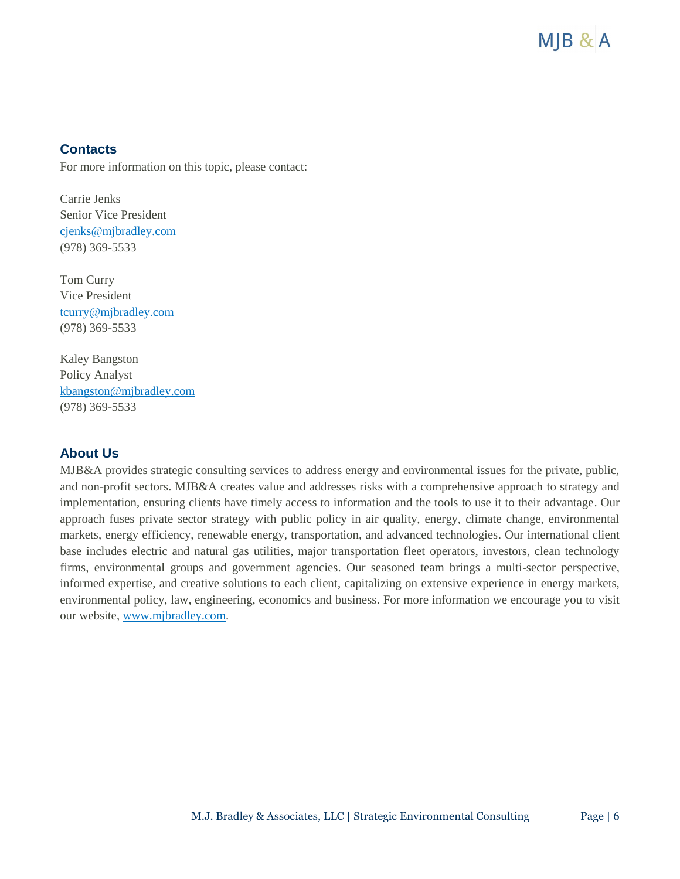## Contacts

For more information on this topic, please contact:

Carrie Jenks
Senior Vice President
cjenks@mjbradley.com
(978) 369-5533

Tom Curry
Vice President
tcurry@mjbradley.com
(978) 369-5533

Kaley Bangston
Policy Analyst
kbangston@mjbradley.com
(978) 369-5533

## About Us

MJB&A provides strategic consulting services to address energy and environmental issues for the private, public, and non-profit sectors. MJB&A creates value and addresses risks with a comprehensive approach to strategy and implementation, ensuring clients have timely access to information and the tools to use it to their advantage. Our approach fuses private sector strategy with public policy in air quality, energy, climate change, environmental markets, energy efficiency, renewable energy, transportation, and advanced technologies. Our international client base includes electric and natural gas utilities, major transportation fleet operators, investors, clean technology firms, environmental groups and government agencies. Our seasoned team brings a multi-sector perspective, informed expertise, and creative solutions to each client, capitalizing on extensive experience in energy markets, environmental policy, law, engineering, economics and business. For more information we encourage you to visit our website, www.mjbradley.com.